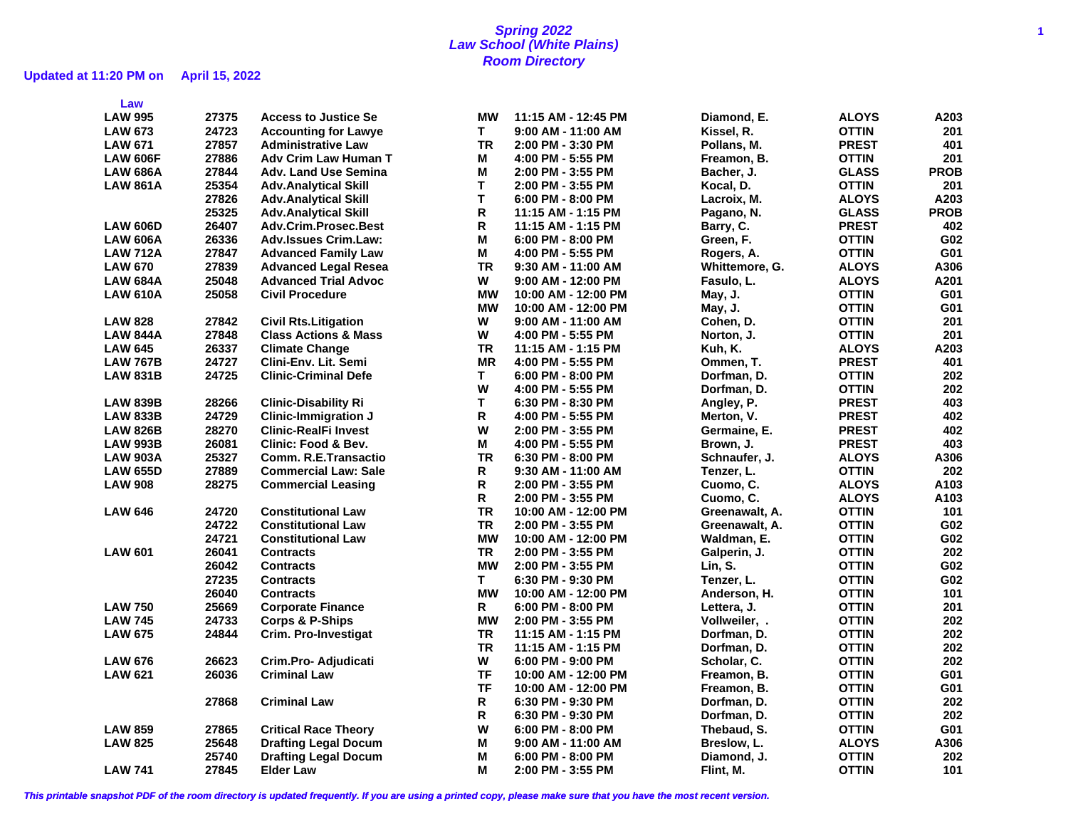# Spring 2022
# Law School (White Plains)
# Room Directory

**Updated at 11:20 PM on April 15, 2022**

| Law | | | | | | | |
|---|---|---|---|---|---|---|---|
| LAW 995 | 27375 | Access to Justice Se | MW | 11:15 AM - 12:45 PM | Diamond, E. | ALOYS | A203 |
| LAW 673 | 24723 | Accounting for Lawye | T | 9:00 AM - 11:00 AM | Kissel, R. | OTTIN | 201 |
| LAW 671 | 27857 | Administrative Law | TR | 2:00 PM - 3:30 PM | Pollans, M. | PREST | 401 |
| LAW 606F | 27886 | Adv Crim Law Human T | M | 4:00 PM - 5:55 PM | Freamon, B. | OTTIN | 201 |
| LAW 686A | 27844 | Adv. Land Use Semina | M | 2:00 PM - 3:55 PM | Bacher, J. | GLASS | PROB |
| LAW 861A | 25354 | Adv.Analytical Skill | T | 2:00 PM - 3:55 PM | Kocal, D. | OTTIN | 201 |
| | 27826 | Adv.Analytical Skill | T | 6:00 PM - 8:00 PM | Lacroix, M. | ALOYS | A203 |
| | 25325 | Adv.Analytical Skill | R | 11:15 AM - 1:15 PM | Pagano, N. | GLASS | PROB |
| LAW 606D | 26407 | Adv.Crim.Prosec.Best | R | 11:15 AM - 1:15 PM | Barry, C. | PREST | 402 |
| LAW 606A | 26336 | Adv.Issues Crim.Law: | M | 6:00 PM - 8:00 PM | Green, F. | OTTIN | G02 |
| LAW 712A | 27847 | Advanced Family Law | M | 4:00 PM - 5:55 PM | Rogers, A. | OTTIN | G01 |
| LAW 670 | 27839 | Advanced Legal Resea | TR | 9:30 AM - 11:00 AM | Whittemore, G. | ALOYS | A306 |
| LAW 684A | 25048 | Advanced Trial Advoc | W | 9:00 AM - 12:00 PM | Fasulo, L. | ALOYS | A201 |
| LAW 610A | 25058 | Civil Procedure | MW | 10:00 AM - 12:00 PM | May, J. | OTTIN | G01 |
| | | | MW | 10:00 AM - 12:00 PM | May, J. | OTTIN | G01 |
| LAW 828 | 27842 | Civil Rts.Litigation | W | 9:00 AM - 11:00 AM | Cohen, D. | OTTIN | 201 |
| LAW 844A | 27848 | Class Actions & Mass | W | 4:00 PM - 5:55 PM | Norton, J. | OTTIN | 201 |
| LAW 645 | 26337 | Climate Change | TR | 11:15 AM - 1:15 PM | Kuh, K. | ALOYS | A203 |
| LAW 767B | 24727 | Clini-Env. Lit. Semi | MR | 4:00 PM - 5:55 PM | Ommen, T. | PREST | 401 |
| LAW 831B | 24725 | Clinic-Criminal Defe | T | 6:00 PM - 8:00 PM | Dorfman, D. | OTTIN | 202 |
| | | | W | 4:00 PM - 5:55 PM | Dorfman, D. | OTTIN | 202 |
| LAW 839B | 28266 | Clinic-Disability Ri | T | 6:30 PM - 8:30 PM | Angley, P. | PREST | 403 |
| LAW 833B | 24729 | Clinic-Immigration J | R | 4:00 PM - 5:55 PM | Merton, V. | PREST | 402 |
| LAW 826B | 28270 | Clinic-RealFi Invest | W | 2:00 PM - 3:55 PM | Germaine, E. | PREST | 402 |
| LAW 993B | 26081 | Clinic: Food & Bev. | M | 4:00 PM - 5:55 PM | Brown, J. | PREST | 403 |
| LAW 903A | 25327 | Comm. R.E.Transactio | TR | 6:30 PM - 8:00 PM | Schnaufer, J. | ALOYS | A306 |
| LAW 655D | 27889 | Commercial Law: Sale | R | 9:30 AM - 11:00 AM | Tenzer, L. | OTTIN | 202 |
| LAW 908 | 28275 | Commercial Leasing | R | 2:00 PM - 3:55 PM | Cuomo, C. | ALOYS | A103 |
| | | | R | 2:00 PM - 3:55 PM | Cuomo, C. | ALOYS | A103 |
| LAW 646 | 24720 | Constitutional Law | TR | 10:00 AM - 12:00 PM | Greenawalt, A. | OTTIN | 101 |
| | 24722 | Constitutional Law | TR | 2:00 PM - 3:55 PM | Greenawalt, A. | OTTIN | G02 |
| | 24721 | Constitutional Law | MW | 10:00 AM - 12:00 PM | Waldman, E. | OTTIN | G02 |
| LAW 601 | 26041 | Contracts | TR | 2:00 PM - 3:55 PM | Galperin, J. | OTTIN | 202 |
| | 26042 | Contracts | MW | 2:00 PM - 3:55 PM | Lin, S. | OTTIN | G02 |
| | 27235 | Contracts | T | 6:30 PM - 9:30 PM | Tenzer, L. | OTTIN | G02 |
| | 26040 | Contracts | MW | 10:00 AM - 12:00 PM | Anderson, H. | OTTIN | 101 |
| LAW 750 | 25669 | Corporate Finance | R | 6:00 PM - 8:00 PM | Lettera, J. | OTTIN | 201 |
| LAW 745 | 24733 | Corps & P-Ships | MW | 2:00 PM - 3:55 PM | Vollweiler, . | OTTIN | 202 |
| LAW 675 | 24844 | Crim. Pro-Investigat | TR | 11:15 AM - 1:15 PM | Dorfman, D. | OTTIN | 202 |
| | | | TR | 11:15 AM - 1:15 PM | Dorfman, D. | OTTIN | 202 |
| LAW 676 | 26623 | Crim.Pro- Adjudicati | W | 6:00 PM - 9:00 PM | Scholar, C. | OTTIN | 202 |
| LAW 621 | 26036 | Criminal Law | TF | 10:00 AM - 12:00 PM | Freamon, B. | OTTIN | G01 |
| | | | TF | 10:00 AM - 12:00 PM | Freamon, B. | OTTIN | G01 |
| | 27868 | Criminal Law | R | 6:30 PM - 9:30 PM | Dorfman, D. | OTTIN | 202 |
| | | | R | 6:30 PM - 9:30 PM | Dorfman, D. | OTTIN | 202 |
| LAW 859 | 27865 | Critical Race Theory | W | 6:00 PM - 8:00 PM | Thebaud, S. | OTTIN | G01 |
| LAW 825 | 25648 | Drafting Legal Docum | M | 9:00 AM - 11:00 AM | Breslow, L. | ALOYS | A306 |
| | 25740 | Drafting Legal Docum | M | 6:00 PM - 8:00 PM | Diamond, J. | OTTIN | 202 |
| LAW 741 | 27845 | Elder Law | M | 2:00 PM - 3:55 PM | Flint, M. | OTTIN | 101 |

*This printable snapshot PDF of the room directory is updated frequently. If you are using a printed copy, please make sure that you have the most recent version.*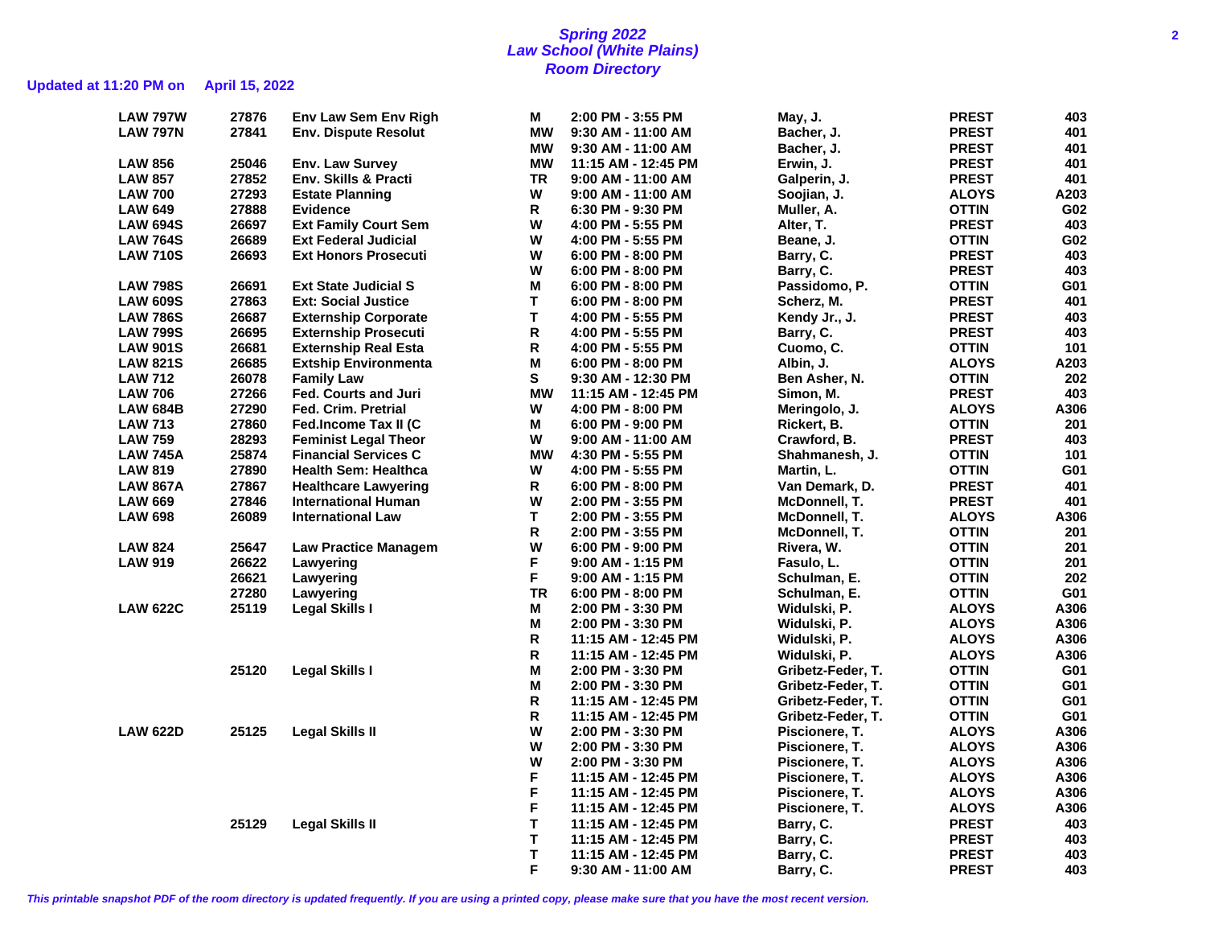# Spring 2022
## Law School (White Plains)
### Room Directory

**Updated at 11:20 PM on April 15, 2022**

| Course | CRN | Title | Days | Time | Instructor | Building | Room |
|---|---|---|---|---|---|---|---|
| LAW 797W | 27876 | Env Law Sem Env Righ | M | 2:00 PM - 3:55 PM | May, J. | PREST | 403 |
| LAW 797N | 27841 | Env. Dispute Resolut | MW | 9:30 AM - 11:00 AM | Bacher, J. | PREST | 401 |
| | | | MW | 9:30 AM - 11:00 AM | Bacher, J. | PREST | 401 |
| LAW 856 | 25046 | Env. Law Survey | MW | 11:15 AM - 12:45 PM | Erwin, J. | PREST | 401 |
| LAW 857 | 27852 | Env. Skills & Practi | TR | 9:00 AM - 11:00 AM | Galperin, J. | PREST | 401 |
| LAW 700 | 27293 | Estate Planning | W | 9:00 AM - 11:00 AM | Soojian, J. | ALOYS | A203 |
| LAW 649 | 27888 | Evidence | R | 6:30 PM - 9:30 PM | Muller, A. | OTTIN | G02 |
| LAW 694S | 26697 | Ext Family Court Sem | W | 4:00 PM - 5:55 PM | Alter, T. | PREST | 403 |
| LAW 764S | 26689 | Ext Federal Judicial | W | 4:00 PM - 5:55 PM | Beane, J. | OTTIN | G02 |
| LAW 710S | 26693 | Ext Honors Prosecuti | W | 6:00 PM - 8:00 PM | Barry, C. | PREST | 403 |
| | | | W | 6:00 PM - 8:00 PM | Barry, C. | PREST | 403 |
| LAW 798S | 26691 | Ext State Judicial S | M | 6:00 PM - 8:00 PM | Passidomo, P. | OTTIN | G01 |
| LAW 609S | 27863 | Ext: Social Justice | T | 6:00 PM - 8:00 PM | Scherz, M. | PREST | 401 |
| LAW 786S | 26687 | Externship Corporate | T | 4:00 PM - 5:55 PM | Kendy Jr., J. | PREST | 403 |
| LAW 799S | 26695 | Externship Prosecuti | R | 4:00 PM - 5:55 PM | Barry, C. | PREST | 403 |
| LAW 901S | 26681 | Externship Real Esta | R | 4:00 PM - 5:55 PM | Cuomo, C. | OTTIN | 101 |
| LAW 821S | 26685 | Extship Environmenta | M | 6:00 PM - 8:00 PM | Albin, J. | ALOYS | A203 |
| LAW 712 | 26078 | Family Law | S | 9:30 AM - 12:30 PM | Ben Asher, N. | OTTIN | 202 |
| LAW 706 | 27266 | Fed. Courts and Juri | MW | 11:15 AM - 12:45 PM | Simon, M. | PREST | 403 |
| LAW 684B | 27290 | Fed. Crim. Pretrial | W | 4:00 PM - 8:00 PM | Meringolo, J. | ALOYS | A306 |
| LAW 713 | 27860 | Fed.Income Tax II (C | M | 6:00 PM - 9:00 PM | Rickert, B. | OTTIN | 201 |
| LAW 759 | 28293 | Feminist Legal Theor | W | 9:00 AM - 11:00 AM | Crawford, B. | PREST | 403 |
| LAW 745A | 25874 | Financial Services C | MW | 4:30 PM - 5:55 PM | Shahmanesh, J. | OTTIN | 101 |
| LAW 819 | 27890 | Health Sem: Healthca | W | 4:00 PM - 5:55 PM | Martin, L. | OTTIN | G01 |
| LAW 867A | 27867 | Healthcare Lawyering | R | 6:00 PM - 8:00 PM | Van Demark, D. | PREST | 401 |
| LAW 669 | 27846 | International Human | W | 2:00 PM - 3:55 PM | McDonnell, T. | PREST | 401 |
| LAW 698 | 26089 | International Law | T | 2:00 PM - 3:55 PM | McDonnell, T. | ALOYS | A306 |
| | | | R | 2:00 PM - 3:55 PM | McDonnell, T. | OTTIN | 201 |
| LAW 824 | 25647 | Law Practice Managem | W | 6:00 PM - 9:00 PM | Rivera, W. | OTTIN | 201 |
| LAW 919 | 26622 | Lawyering | F | 9:00 AM - 1:15 PM | Fasulo, L. | OTTIN | 201 |
| | 26621 | Lawyering | F | 9:00 AM - 1:15 PM | Schulman, E. | OTTIN | 202 |
| | 27280 | Lawyering | TR | 6:00 PM - 8:00 PM | Schulman, E. | OTTIN | G01 |
| LAW 622C | 25119 | Legal Skills I | M | 2:00 PM - 3:30 PM | Widulski, P. | ALOYS | A306 |
| | | | M | 2:00 PM - 3:30 PM | Widulski, P. | ALOYS | A306 |
| | | | R | 11:15 AM - 12:45 PM | Widulski, P. | ALOYS | A306 |
| | | | R | 11:15 AM - 12:45 PM | Widulski, P. | ALOYS | A306 |
| | 25120 | Legal Skills I | M | 2:00 PM - 3:30 PM | Gribetz-Feder, T. | OTTIN | G01 |
| | | | M | 2:00 PM - 3:30 PM | Gribetz-Feder, T. | OTTIN | G01 |
| | | | R | 11:15 AM - 12:45 PM | Gribetz-Feder, T. | OTTIN | G01 |
| | | | R | 11:15 AM - 12:45 PM | Gribetz-Feder, T. | OTTIN | G01 |
| LAW 622D | 25125 | Legal Skills II | W | 2:00 PM - 3:30 PM | Piscionere, T. | ALOYS | A306 |
| | | | W | 2:00 PM - 3:30 PM | Piscionere, T. | ALOYS | A306 |
| | | | W | 2:00 PM - 3:30 PM | Piscionere, T. | ALOYS | A306 |
| | | | F | 11:15 AM - 12:45 PM | Piscionere, T. | ALOYS | A306 |
| | | | F | 11:15 AM - 12:45 PM | Piscionere, T. | ALOYS | A306 |
| | | | F | 11:15 AM - 12:45 PM | Piscionere, T. | ALOYS | A306 |
| | 25129 | Legal Skills II | T | 11:15 AM - 12:45 PM | Barry, C. | PREST | 403 |
| | | | T | 11:15 AM - 12:45 PM | Barry, C. | PREST | 403 |
| | | | T | 11:15 AM - 12:45 PM | Barry, C. | PREST | 403 |
| | | | F | 9:30 AM - 11:00 AM | Barry, C. | PREST | 403 |

*This printable snapshot PDF of the room directory is updated frequently. If you are using a printed copy, please make sure that you have the most recent version.*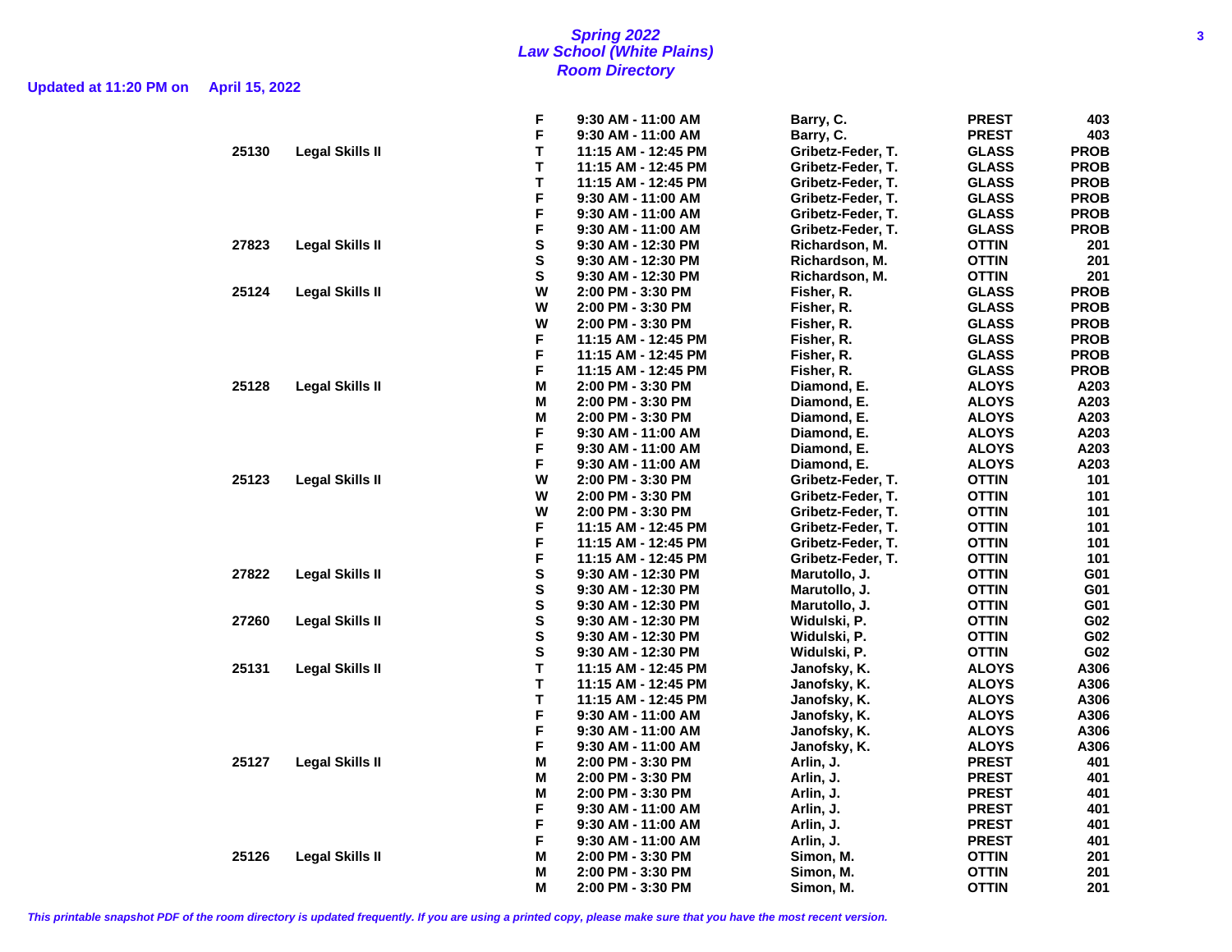# Spring 2022
## Law School (White Plains)
## Room Directory

**Updated at 11:20 PM on April 15, 2022**

| | | | | | | |
|---|---|---|---|---|---|---|
| | | F | 9:30 AM - 11:00 AM | Barry, C. | PREST | 403 |
| | | F | 9:30 AM - 11:00 AM | Barry, C. | PREST | 403 |
| 25130 | Legal Skills II | T | 11:15 AM - 12:45 PM | Gribetz-Feder, T. | GLASS | PROB |
| | | T | 11:15 AM - 12:45 PM | Gribetz-Feder, T. | GLASS | PROB |
| | | T | 11:15 AM - 12:45 PM | Gribetz-Feder, T. | GLASS | PROB |
| | | F | 9:30 AM - 11:00 AM | Gribetz-Feder, T. | GLASS | PROB |
| | | F | 9:30 AM - 11:00 AM | Gribetz-Feder, T. | GLASS | PROB |
| | | F | 9:30 AM - 11:00 AM | Gribetz-Feder, T. | GLASS | PROB |
| 27823 | Legal Skills II | S | 9:30 AM - 12:30 PM | Richardson, M. | OTTIN | 201 |
| | | S | 9:30 AM - 12:30 PM | Richardson, M. | OTTIN | 201 |
| | | S | 9:30 AM - 12:30 PM | Richardson, M. | OTTIN | 201 |
| 25124 | Legal Skills II | W | 2:00 PM - 3:30 PM | Fisher, R. | GLASS | PROB |
| | | W | 2:00 PM - 3:30 PM | Fisher, R. | GLASS | PROB |
| | | W | 2:00 PM - 3:30 PM | Fisher, R. | GLASS | PROB |
| | | F | 11:15 AM - 12:45 PM | Fisher, R. | GLASS | PROB |
| | | F | 11:15 AM - 12:45 PM | Fisher, R. | GLASS | PROB |
| | | F | 11:15 AM - 12:45 PM | Fisher, R. | GLASS | PROB |
| 25128 | Legal Skills II | M | 2:00 PM - 3:30 PM | Diamond, E. | ALOYS | A203 |
| | | M | 2:00 PM - 3:30 PM | Diamond, E. | ALOYS | A203 |
| | | M | 2:00 PM - 3:30 PM | Diamond, E. | ALOYS | A203 |
| | | F | 9:30 AM - 11:00 AM | Diamond, E. | ALOYS | A203 |
| | | F | 9:30 AM - 11:00 AM | Diamond, E. | ALOYS | A203 |
| | | F | 9:30 AM - 11:00 AM | Diamond, E. | ALOYS | A203 |
| 25123 | Legal Skills II | W | 2:00 PM - 3:30 PM | Gribetz-Feder, T. | OTTIN | 101 |
| | | W | 2:00 PM - 3:30 PM | Gribetz-Feder, T. | OTTIN | 101 |
| | | W | 2:00 PM - 3:30 PM | Gribetz-Feder, T. | OTTIN | 101 |
| | | F | 11:15 AM - 12:45 PM | Gribetz-Feder, T. | OTTIN | 101 |
| | | F | 11:15 AM - 12:45 PM | Gribetz-Feder, T. | OTTIN | 101 |
| | | F | 11:15 AM - 12:45 PM | Gribetz-Feder, T. | OTTIN | 101 |
| 27822 | Legal Skills II | S | 9:30 AM - 12:30 PM | Marutollo, J. | OTTIN | G01 |
| | | S | 9:30 AM - 12:30 PM | Marutollo, J. | OTTIN | G01 |
| | | S | 9:30 AM - 12:30 PM | Marutollo, J. | OTTIN | G01 |
| 27260 | Legal Skills II | S | 9:30 AM - 12:30 PM | Widulski, P. | OTTIN | G02 |
| | | S | 9:30 AM - 12:30 PM | Widulski, P. | OTTIN | G02 |
| | | S | 9:30 AM - 12:30 PM | Widulski, P. | OTTIN | G02 |
| 25131 | Legal Skills II | T | 11:15 AM - 12:45 PM | Janofsky, K. | ALOYS | A306 |
| | | T | 11:15 AM - 12:45 PM | Janofsky, K. | ALOYS | A306 |
| | | T | 11:15 AM - 12:45 PM | Janofsky, K. | ALOYS | A306 |
| | | F | 9:30 AM - 11:00 AM | Janofsky, K. | ALOYS | A306 |
| | | F | 9:30 AM - 11:00 AM | Janofsky, K. | ALOYS | A306 |
| | | F | 9:30 AM - 11:00 AM | Janofsky, K. | ALOYS | A306 |
| 25127 | Legal Skills II | M | 2:00 PM - 3:30 PM | Arlin, J. | PREST | 401 |
| | | M | 2:00 PM - 3:30 PM | Arlin, J. | PREST | 401 |
| | | M | 2:00 PM - 3:30 PM | Arlin, J. | PREST | 401 |
| | | F | 9:30 AM - 11:00 AM | Arlin, J. | PREST | 401 |
| | | F | 9:30 AM - 11:00 AM | Arlin, J. | PREST | 401 |
| | | F | 9:30 AM - 11:00 AM | Arlin, J. | PREST | 401 |
| 25126 | Legal Skills II | M | 2:00 PM - 3:30 PM | Simon, M. | OTTIN | 201 |
| | | M | 2:00 PM - 3:30 PM | Simon, M. | OTTIN | 201 |
| | | M | 2:00 PM - 3:30 PM | Simon, M. | OTTIN | 201 |

*This printable snapshot PDF of the room directory is updated frequently. If you are using a printed copy, please make sure that you have the most recent version.*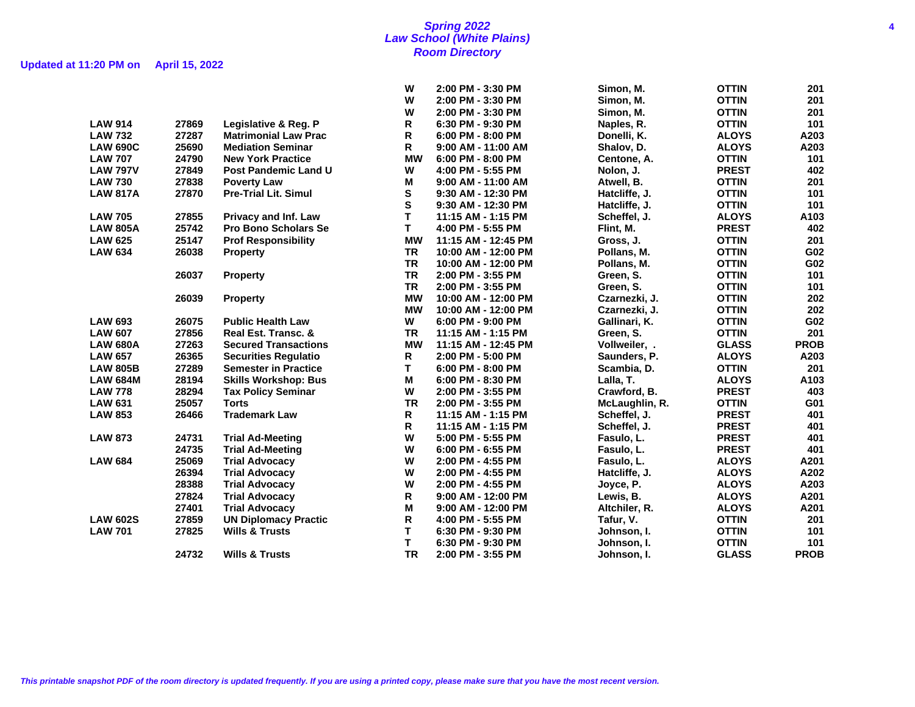## Spring 2022
## Law School (White Plains)
## Room Directory

**Updated at 11:20 PM on April 15, 2022**

| | | | | | | | |
|---|---|---|---|---|---|---|---|
| | | | W | 2:00 PM - 3:30 PM | Simon, M. | OTTIN | 201 |
| | | | W | 2:00 PM - 3:30 PM | Simon, M. | OTTIN | 201 |
| | | | W | 2:00 PM - 3:30 PM | Simon, M. | OTTIN | 201 |
| LAW 914 | 27869 | Legislative & Reg. P | R | 6:30 PM - 9:30 PM | Naples, R. | OTTIN | 101 |
| LAW 732 | 27287 | Matrimonial Law Prac | R | 6:00 PM - 8:00 PM | Donelli, K. | ALOYS | A203 |
| LAW 690C | 25690 | Mediation Seminar | R | 9:00 AM - 11:00 AM | Shalov, D. | ALOYS | A203 |
| LAW 707 | 24790 | New York Practice | MW | 6:00 PM - 8:00 PM | Centone, A. | OTTIN | 101 |
| LAW 797V | 27849 | Post Pandemic Land U | W | 4:00 PM - 5:55 PM | Nolon, J. | PREST | 402 |
| LAW 730 | 27838 | Poverty Law | M | 9:00 AM - 11:00 AM | Atwell, B. | OTTIN | 201 |
| LAW 817A | 27870 | Pre-Trial Lit. Simul | S | 9:30 AM - 12:30 PM | Hatcliffe, J. | OTTIN | 101 |
| | | | S | 9:30 AM - 12:30 PM | Hatcliffe, J. | OTTIN | 101 |
| LAW 705 | 27855 | Privacy and Inf. Law | T | 11:15 AM - 1:15 PM | Scheffel, J. | ALOYS | A103 |
| LAW 805A | 25742 | Pro Bono Scholars Se | T | 4:00 PM - 5:55 PM | Flint, M. | PREST | 402 |
| LAW 625 | 25147 | Prof Responsibility | MW | 11:15 AM - 12:45 PM | Gross, J. | OTTIN | 201 |
| LAW 634 | 26038 | Property | TR | 10:00 AM - 12:00 PM | Pollans, M. | OTTIN | G02 |
| | | | TR | 10:00 AM - 12:00 PM | Pollans, M. | OTTIN | G02 |
| | 26037 | Property | TR | 2:00 PM - 3:55 PM | Green, S. | OTTIN | 101 |
| | | | TR | 2:00 PM - 3:55 PM | Green, S. | OTTIN | 101 |
| | 26039 | Property | MW | 10:00 AM - 12:00 PM | Czarnezki, J. | OTTIN | 202 |
| | | | MW | 10:00 AM - 12:00 PM | Czarnezki, J. | OTTIN | 202 |
| LAW 693 | 26075 | Public Health Law | W | 6:00 PM - 9:00 PM | Gallinari, K. | OTTIN | G02 |
| LAW 607 | 27856 | Real Est. Transc. & | TR | 11:15 AM - 1:15 PM | Green, S. | OTTIN | 201 |
| LAW 680A | 27263 | Secured Transactions | MW | 11:15 AM - 12:45 PM | Vollweiler, . | GLASS | PROB |
| LAW 657 | 26365 | Securities Regulatio | R | 2:00 PM - 5:00 PM | Saunders, P. | ALOYS | A203 |
| LAW 805B | 27289 | Semester in Practice | T | 6:00 PM - 8:00 PM | Scambia, D. | OTTIN | 201 |
| LAW 684M | 28194 | Skills Workshop: Bus | M | 6:00 PM - 8:30 PM | Lalla, T. | ALOYS | A103 |
| LAW 778 | 28294 | Tax Policy Seminar | W | 2:00 PM - 3:55 PM | Crawford, B. | PREST | 403 |
| LAW 631 | 25057 | Torts | TR | 2:00 PM - 3:55 PM | McLaughlin, R. | OTTIN | G01 |
| LAW 853 | 26466 | Trademark Law | R | 11:15 AM - 1:15 PM | Scheffel, J. | PREST | 401 |
| | | | R | 11:15 AM - 1:15 PM | Scheffel, J. | PREST | 401 |
| LAW 873 | 24731 | Trial Ad-Meeting | W | 5:00 PM - 5:55 PM | Fasulo, L. | PREST | 401 |
| | 24735 | Trial Ad-Meeting | W | 6:00 PM - 6:55 PM | Fasulo, L. | PREST | 401 |
| LAW 684 | 25069 | Trial Advocacy | W | 2:00 PM - 4:55 PM | Fasulo, L. | ALOYS | A201 |
| | 26394 | Trial Advocacy | W | 2:00 PM - 4:55 PM | Hatcliffe, J. | ALOYS | A202 |
| | 28388 | Trial Advocacy | W | 2:00 PM - 4:55 PM | Joyce, P. | ALOYS | A203 |
| | 27824 | Trial Advocacy | R | 9:00 AM - 12:00 PM | Lewis, B. | ALOYS | A201 |
| | 27401 | Trial Advocacy | M | 9:00 AM - 12:00 PM | Altchiler, R. | ALOYS | A201 |
| LAW 602S | 27859 | UN Diplomacy Practic | R | 4:00 PM - 5:55 PM | Tafur, V. | OTTIN | 201 |
| LAW 701 | 27825 | Wills & Trusts | T | 6:30 PM - 9:30 PM | Johnson, I. | OTTIN | 101 |
| | | | T | 6:30 PM - 9:30 PM | Johnson, I. | OTTIN | 101 |
| | 24732 | Wills & Trusts | TR | 2:00 PM - 3:55 PM | Johnson, I. | GLASS | PROB |

*This printable snapshot PDF of the room directory is updated frequently. If you are using a printed copy, please make sure that you have the most recent version.*